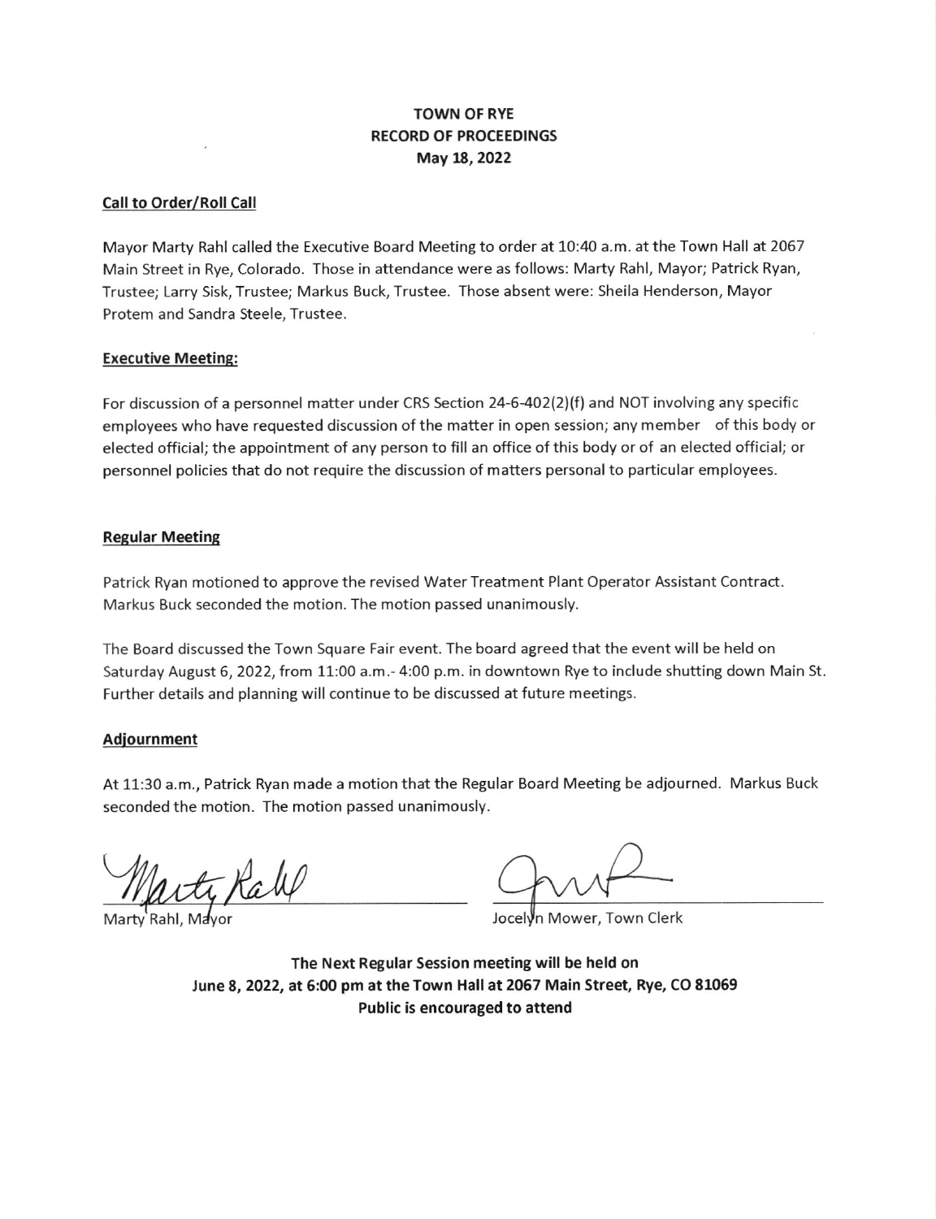# TOWN OF RYE
## RECORD OF PROCEEDINGS
## May 18, 2022

**Call to Order/Roll Call**

Mayor Marty Rahl called the Executive Board Meeting to order at 10:40 a.m. at the Town Hall at 2067 Main Street in Rye, Colorado. Those in attendance were as follows: Marty Rahl, Mayor; Patrick Ryan, Trustee; Larry Sisk, Trustee; Markus Buck, Trustee. Those absent were: Sheila Henderson, Mayor Protem and Sandra Steele, Trustee.

**Executive Meeting:**

For discussion of a personnel matter under CRS Section 24-6-402(2)(f) and NOT involving any specific employees who have requested discussion of the matter in open session; any member of this body or elected official; the appointment of any person to fill an office of this body or of an elected official; or personnel policies that do not require the discussion of matters personal to particular employees.

**Regular Meeting**

Patrick Ryan motioned to approve the revised Water Treatment Plant Operator Assistant Contract. Markus Buck seconded the motion. The motion passed unanimously.

The Board discussed the Town Square Fair event. The board agreed that the event will be held on Saturday August 6, 2022, from 11:00 a.m.- 4:00 p.m. in downtown Rye to include shutting down Main St. Further details and planning will continue to be discussed at future meetings.

**Adjournment**

At 11:30 a.m., Patrick Ryan made a motion that the Regular Board Meeting be adjourned. Markus Buck seconded the motion. The motion passed unanimously.

Marty Rahl, Mayor

Jocelyn Mower, Town Clerk

**The Next Regular Session meeting will be held on June 8, 2022, at 6:00 pm at the Town Hall at 2067 Main Street, Rye, CO 81069 Public is encouraged to attend**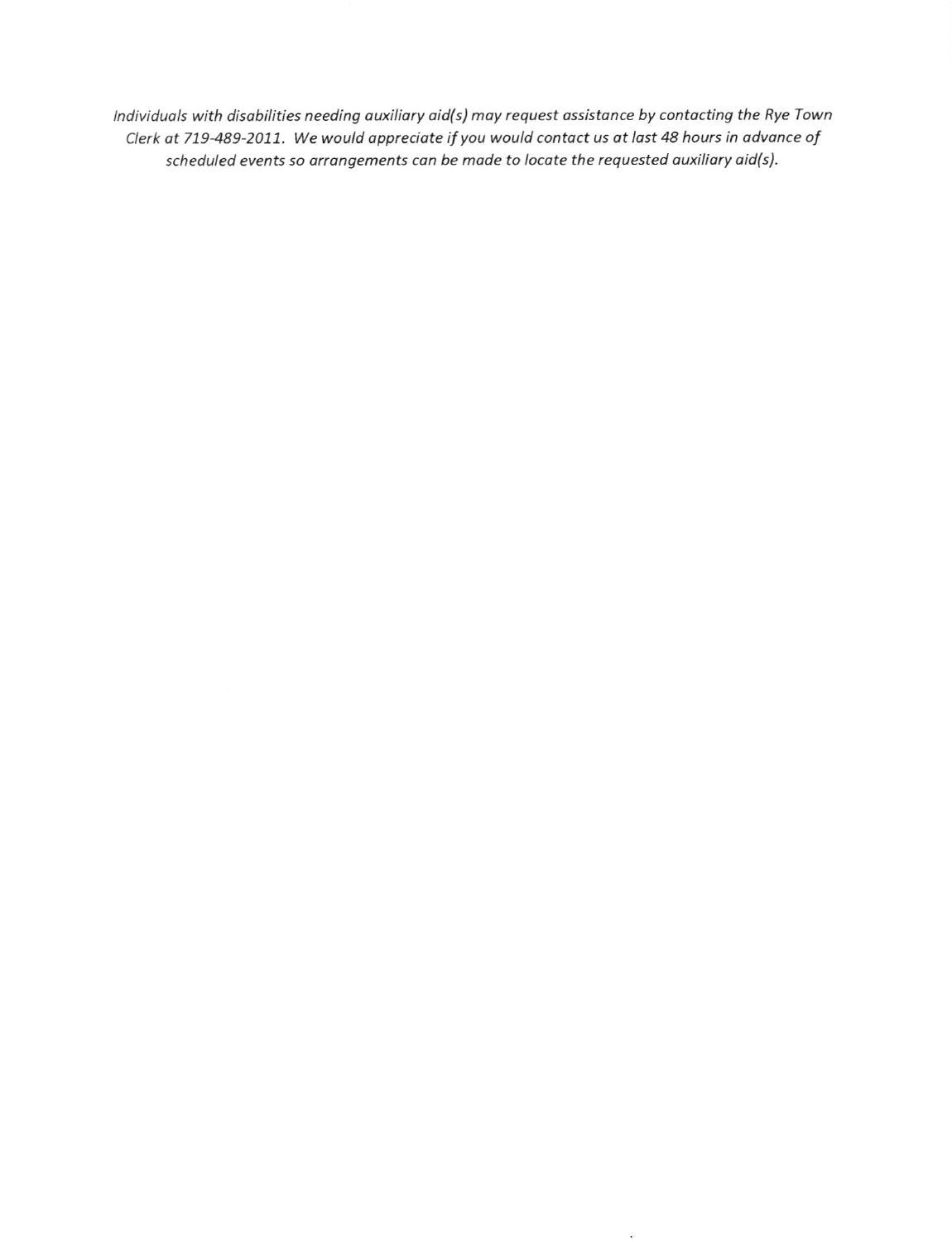*Individuals with disabilities needing auxiliary aid(s) may request assistance by contacting the Rye Town Clerk at 719-489-2011. We would appreciate if you would contact us at last 48 hours in advance of scheduled events so arrangements can be made to locate the requested auxiliary aid(s).*